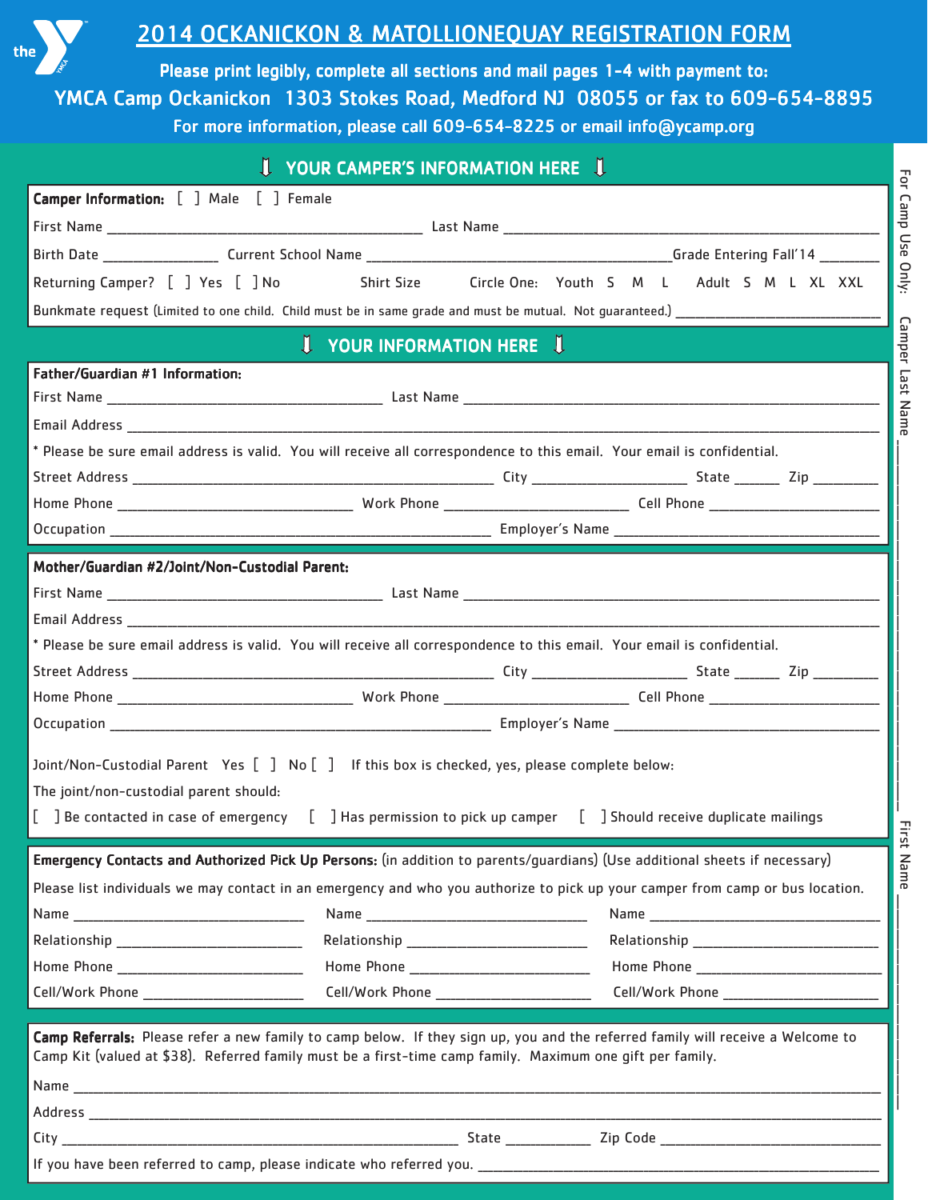# 2014 OCKANICKON & MATOLLIONEQUAY REGISTRATION FORM

**Please print legibly, complete all sections and mail pages 1-4 with payment to:**

**YMCA Camp Ockanickon 1303 Stokes Road, Medford NJ 08055 or fax to 609-654-8895**

**For more information, please call 609-654-8225 or email info@ycamp.org**

## YOUR CAMPER'S INFORMATION HERE

**Camper Information:** [ ] Male [ ] Female

First Name ______________________ Last Name ______________________

Birth Date ____________ Current School Name ______________________ Grade Entering Fall'14 ________

Returning Camper? [ ] Yes [ ] No Shirt Size Circle One: Youth S M L Adult S M L XL XXL

Bunkmate request (Limited to one child. Child must be in same grade and must be mutual. Not guaranteed.) ______________________

## YOUR INFORMATION HERE

**Father/Guardian #1 Information:**

First Name ______________________ Last Name ______________________

Email Address ______________________

* Please be sure email address is valid. You will receive all correspondence to this email. Your email is confidential.

Street Address ______________________ City ____________ State ______ Zip ________

Home Phone ______________________ Work Phone ______________________ Cell Phone ______________________

Occupation ______________________ Employer's Name ______________________

**Mother/Guardian #2/Joint/Non-Custodial Parent:**

First Name ______________________ Last Name ______________________

Email Address ______________________

* Please be sure email address is valid. You will receive all correspondence to this email. Your email is confidential.

Street Address ______________________ City ____________ State ______ Zip ________

Home Phone ______________________ Work Phone ______________________ Cell Phone ______________________

Occupation ______________________ Employer's Name ______________________

Joint/Non-Custodial Parent Yes [ ] No [ ] If this box is checked, yes, please complete below:

The joint/non-custodial parent should:

[ ] Be contacted in case of emergency [ ] Has permission to pick up camper [ ] Should receive duplicate mailings

**Emergency Contacts and Authorized Pick Up Persons:** (in addition to parents/guardians) (Use additional sheets if necessary)

Please list individuals we may contact in an emergency and who you authorize to pick up your camper from camp or bus location.

Name ______________________ Name ______________________ Name ______________________

Relationship ______________________ Relationship ______________________ Relationship ______________________

Home Phone ______________________ Home Phone ______________________ Home Phone ______________________

Cell/Work Phone ______________________ Cell/Work Phone ______________________ Cell/Work Phone ______________________

**Camp Referrals:** Please refer a new family to camp below. If they sign up, you and the referred family will receive a Welcome to Camp Kit (valued at $38). Referred family must be a first-time camp family. Maximum one gift per family.

Name ______________________

Address ______________________

City ______________________ State ____________ Zip Code ______________________

If you have been referred to camp, please indicate who referred you. ______________________

For Camp Use Only: Camper Last Name ______________________ First Name ______________________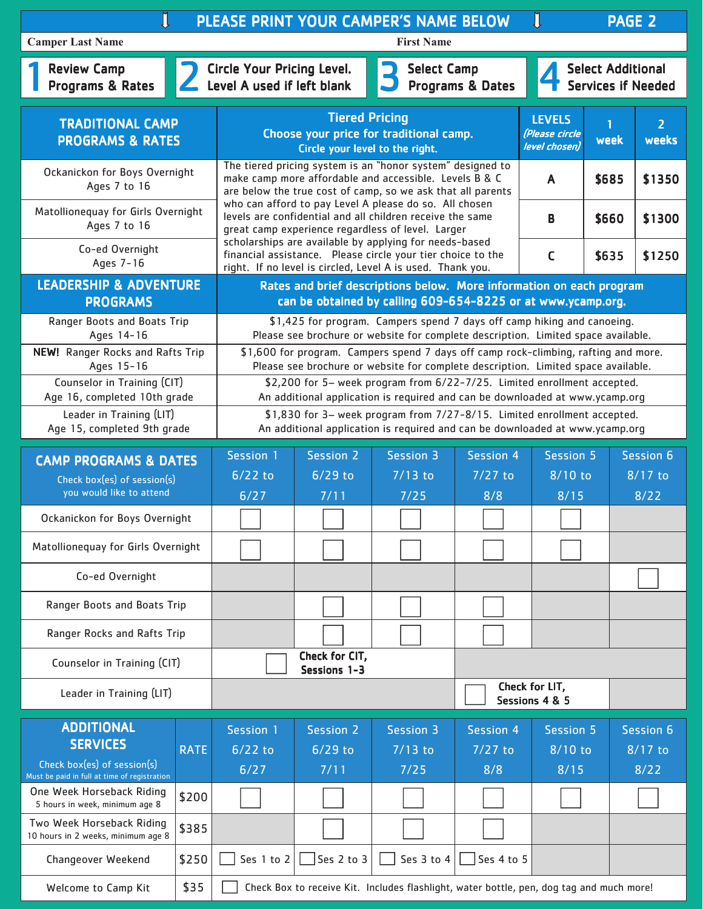## ⇩ PLEASE PRINT YOUR CAMPER'S NAME BELOW ⇩ PAGE 2

**Camper Last Name** **First Name**

**1** Review Camp Programs & Rates | **2** Circle Your Pricing Level. Level A used if left blank | **3** Select Camp Programs & Dates | **4** Select Additional Services if Needed

| TRADITIONAL CAMP PROGRAMS & RATES | Tiered Pricing<br>Choose your price for traditional camp.<br>Circle your level to the right. | LEVELS<br>*(Please circle level chosen)* | 1 week | 2 weeks |
|---|---|---|---|---|
| Ockanickon for Boys Overnight<br>Ages 7 to 16 | The tiered pricing system is an "honor system" designed to make camp more affordable and accessible. Levels B & C are below the true cost of camp, so we ask that all parents who can afford to pay Level A please do so. All chosen levels are confidential and all children receive the same great camp experience regardless of level. Larger scholarships are available by applying for needs-based financial assistance. Please circle your tier choice to the right. If no level is circled, Level A is used. Thank you. | A | $685 | $1350 |
| Matollionequay for Girls Overnight<br>Ages 7 to 16 | | B | $660 | $1300 |
| Co-ed Overnight<br>Ages 7-16 | | C | $635 | $1250 |

| LEADERSHIP & ADVENTURE PROGRAMS | Rates and brief descriptions below. More information on each program can be obtained by calling 609-654-8225 or at www.ycamp.org. |
|---|---|
| Ranger Boots and Boats Trip<br>Ages 14-16 | $1,425 for program. Campers spend 7 days off camp hiking and canoeing. Please see brochure or website for complete description. Limited space available. |
| **NEW!** Ranger Rocks and Rafts Trip<br>Ages 15-16 | $1,600 for program. Campers spend 7 days off camp rock-climbing, rafting and more. Please see brochure or website for complete description. Limited space available. |
| Counselor in Training (CIT)<br>Age 16, completed 10th grade | $2,200 for 5- week program from 6/22-7/25. Limited enrollment accepted. An additional application is required and can be downloaded at www.ycamp.org |
| Leader in Training (LIT)<br>Age 15, completed 9th grade | $1,830 for 3- week program from 7/27-8/15. Limited enrollment accepted. An additional application is required and can be downloaded at www.ycamp.org |

| CAMP PROGRAMS & DATES<br>Check box(es) of session(s) you would like to attend | Session 1<br>6/22 to 6/27 | Session 2<br>6/29 to 7/11 | Session 3<br>7/13 to 7/25 | Session 4<br>7/27 to 8/8 | Session 5<br>8/10 to 8/15 | Session 6<br>8/17 to 8/22 |
|---|---|---|---|---|---|---|
| Ockanickon for Boys Overnight | ☐ | ☐ | ☐ | ☐ | ☐ | |
| Matollionequay for Girls Overnight | ☐ | ☐ | ☐ | ☐ | ☐ | |
| Co-ed Overnight | | | | | | ☐ |
| Ranger Boots and Boats Trip | | ☐ | ☐ | ☐ | | |
| Ranger Rocks and Rafts Trip | | ☐ | ☐ | ☐ | | |
| Counselor in Training (CIT) | ☐ **Check for CIT, Sessions 1-3** | | | | | |
| Leader in Training (LIT) | | | | ☐ **Check for LIT, Sessions 4 & 5** | | |

| ADDITIONAL SERVICES<br>Check box(es) of session(s)<br>Must be paid in full at time of registration | RATE | Session 1<br>6/22 to 6/27 | Session 2<br>6/29 to 7/11 | Session 3<br>7/13 to 7/25 | Session 4<br>7/27 to 8/8 | Session 5<br>8/10 to 8/15 | Session 6<br>8/17 to 8/22 |
|---|---|---|---|---|---|---|---|
| One Week Horseback Riding<br>5 hours in week, minimum age 8 | $200 | ☐ | ☐ | ☐ | ☐ | ☐ | ☐ |
| Two Week Horseback Riding<br>10 hours in 2 weeks, minimum age 8 | $385 | | ☐ | ☐ | ☐ | | |
| Changeover Weekend | $250 | ☐ Ses 1 to 2 | ☐ Ses 2 to 3 | ☐ Ses 3 to 4 | ☐ Ses 4 to 5 | | |
| Welcome to Camp Kit | $35 | ☐ Check Box to receive Kit. Includes flashlight, water bottle, pen, dog tag and much more! | | | | | |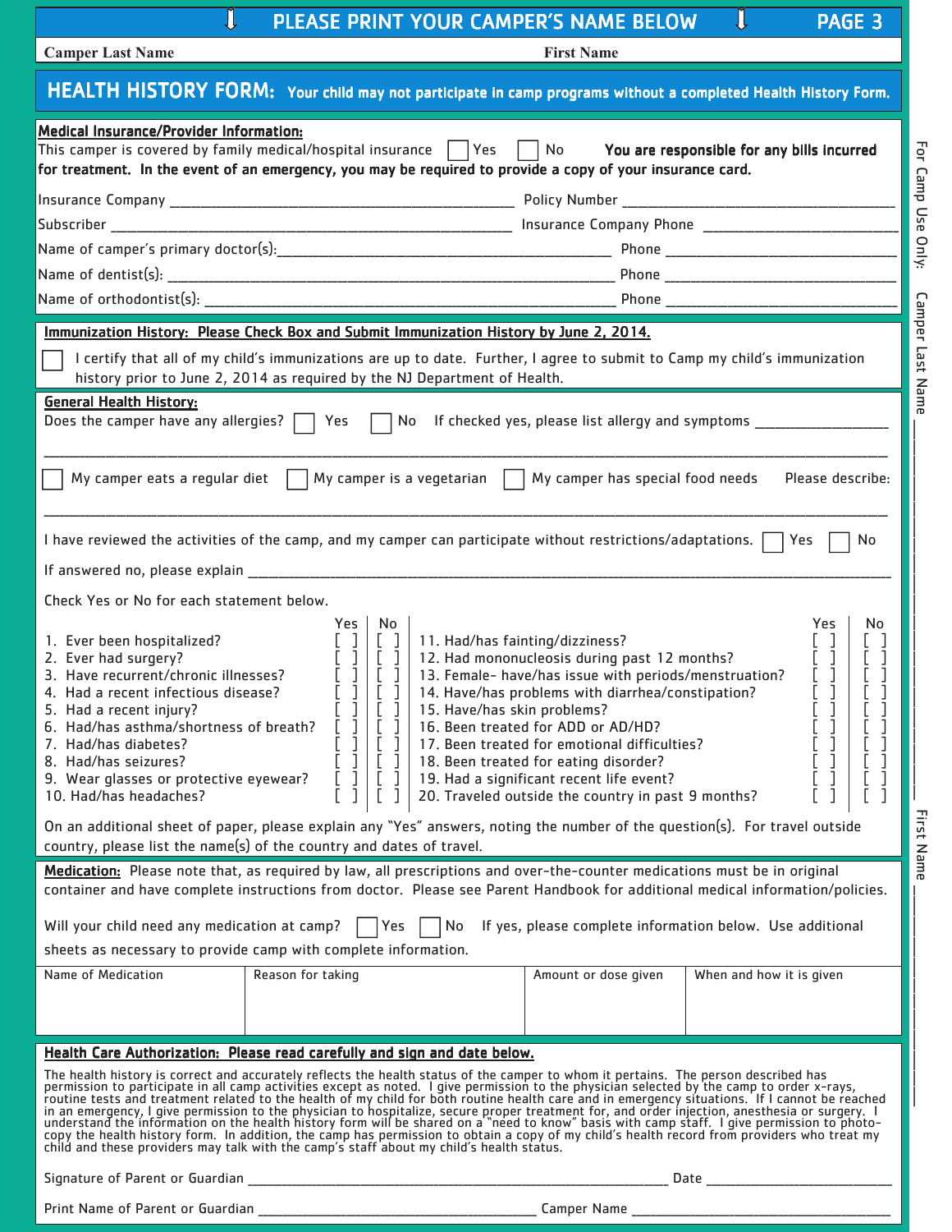PLEASE PRINT YOUR CAMPER'S NAME BELOW

**Camper Last Name** ______________________ **First Name** ______________________

## HEALTH HISTORY FORM: Your child may not participate in camp programs without a completed Health History Form.

**Medical Insurance/Provider Information:**

This camper is covered by family medical/hospital insurance ☐ Yes ☐ No **You are responsible for any bills incurred for treatment. In the event of an emergency, you may be required to provide a copy of your insurance card.**

Insurance Company ______________________ Policy Number ______________________

Subscriber ______________________ Insurance Company Phone ______________________

Name of camper's primary doctor(s): ______________________ Phone ______________________

Name of dentist(s): ______________________ Phone ______________________

Name of orthodontist(s): ______________________ Phone ______________________

**Immunization History: Please Check Box and Submit Immunization History by June 2, 2014.**

☐ I certify that all of my child's immunizations are up to date. Further, I agree to submit to Camp my child's immunization history prior to June 2, 2014 as required by the NJ Department of Health.

**General Health History:**

Does the camper have any allergies? ☐ Yes ☐ No If checked yes, please list allergy and symptoms ______________________

______________________________________________

☐ My camper eats a regular diet ☐ My camper is a vegetarian ☐ My camper has special food needs Please describe:

______________________________________________

I have reviewed the activities of the camp, and my camper can participate without restrictions/adaptations. ☐ Yes ☐ No

If answered no, please explain ______________________

Check Yes or No for each statement below.

| | Yes | No | | Yes | No |
|---|---|---|---|---|---|
| 1. Ever been hospitalized? | [ ] | [ ] | 11. Had/has fainting/dizziness? | [ ] | [ ] |
| 2. Ever had surgery? | [ ] | [ ] | 12. Had mononucleosis during past 12 months? | [ ] | [ ] |
| 3. Have recurrent/chronic illnesses? | [ ] | [ ] | 13. Female- have/has issue with periods/menstruation? | [ ] | [ ] |
| 4. Had a recent infectious disease? | [ ] | [ ] | 14. Have/has problems with diarrhea/constipation? | [ ] | [ ] |
| 5. Had a recent injury? | [ ] | [ ] | 15. Have/has skin problems? | [ ] | [ ] |
| 6. Had/has asthma/shortness of breath? | [ ] | [ ] | 16. Been treated for ADD or AD/HD? | [ ] | [ ] |
| 7. Had/has diabetes? | [ ] | [ ] | 17. Been treated for emotional difficulties? | [ ] | [ ] |
| 8. Had/has seizures? | [ ] | [ ] | 18. Been treated for eating disorder? | [ ] | [ ] |
| 9. Wear glasses or protective eyewear? | [ ] | [ ] | 19. Had a significant recent life event? | [ ] | [ ] |
| 10. Had/has headaches? | [ ] | [ ] | 20. Traveled outside the country in past 9 months? | [ ] | [ ] |

On an additional sheet of paper, please explain any "Yes" answers, noting the number of the question(s). For travel outside country, please list the name(s) of the country and dates of travel.

**Medication:** Please note that, as required by law, all prescriptions and over-the-counter medications must be in original container and have complete instructions from doctor. Please see Parent Handbook for additional medical information/policies.

Will your child need any medication at camp? ☐ Yes ☐ No If yes, please complete information below. Use additional sheets as necessary to provide camp with complete information.

| Name of Medication | Reason for taking | Amount or dose given | When and how it is given |
|---|---|---|---|
| | | | |

**Health Care Authorization: Please read carefully and sign and date below.**

The health history is correct and accurately reflects the health status of the camper to whom it pertains. The person described has permission to participate in all camp activities except as noted. I give permission to the physician selected by the camp to order x-rays, routine tests and treatment related to the health of my child for both routine health care and in emergency situations. If I cannot be reached in an emergency, I give permission to the physician to hospitalize, secure proper treatment for, and order injection, anesthesia or surgery. I understand the information on the health history form will be shared on a "need to know" basis with camp staff. I give permission to photocopy the health history form. In addition, the camp has permission to obtain a copy of my child's health record from providers who treat my child and these providers may talk with the camp's staff about my child's health status.

Signature of Parent or Guardian ______________________ Date ______________________

Print Name of Parent or Guardian ______________________ Camper Name ______________________

For Camp Use Only: Camper Last Name ______________________ First Name ______________________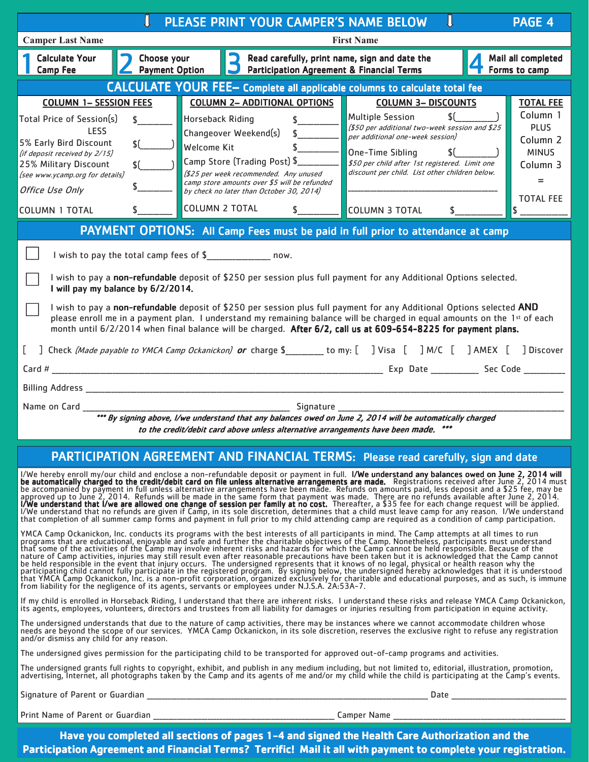## PLEASE PRINT YOUR CAMPER'S NAME BELOW

PAGE 4

**Camper Last Name** **First Name**

**1** Calculate Your Camp Fee **2** Choose your Payment Option **3** Read carefully, print name, sign and date the Participation Agreement & Financial Terms **4** Mail all completed Forms to camp

## CALCULATE YOUR FEE– Complete all applicable columns to calculate total fee

| COLUMN 1– SESSION FEES | | COLUMN 2– ADDITIONAL OPTIONS | | COLUMN 3– DISCOUNTS | | TOTAL FEE |
|---|---|---|---|---|---|---|
| Total Price of Session(s) | $_______ | Horseback Riding | $________ | Multiple Session | $(________) | Column 1 |
| LESS | | Changeover Weekend(s) | $________ | *($50 per additional two-week session and $25 per additional one-week session)* | | PLUS |
| 5% Early Bird Discount *(if deposit received by 2/15)* | $(_______) | Welcome Kit | $________ | One-Time Sibling | $(________) | Column 2 |
| 25% Military Discount *(see www.ycamp.org for details)* | $(_______) | Camp Store (Trading Post) | $________ | *$50 per child after 1st registered. Limit one discount per child. List other children below.* | | MINUS |
| *Office Use Only* | $_______ | *($25 per week recommended. Any unused camp store amounts over $5 will be refunded by check no later than October 30, 2014)* | | ________________________________ | | Column 3 = |
| COLUMN 1 TOTAL | $_______ | COLUMN 2 TOTAL | $________ | COLUMN 3 TOTAL | $_________ | TOTAL FEE $ __________ |

## PAYMENT OPTIONS: All Camp Fees must be paid in full prior to attendance at camp

☐ I wish to pay the total camp fees of $_____________ now.

☐ I wish to pay a **non-refundable** deposit of $250 per session plus full payment for any Additional Options selected. **I will pay my balance by 6/2/2014.**

☐ I wish to pay a **non-refundable** deposit of $250 per session plus full payment for any Additional Options selected **AND** please enroll me in a payment plan. I understand my remaining balance will be charged in equal amounts on the 1st of each month until 6/2/2014 when final balance will be charged. **After 6/2, call us at 609-654-8225 for payment plans.**

[ ] Check *(Made payable to YMCA Camp Ockanickon)* ***or*** charge $________ to my: [ ] Visa [ ] M/C [ ] AMEX [ ] Discover

Card # ______________________________________________ Exp Date __________ Sec Code _________

Billing Address ____________________________________________________________________

Name on Card ______________________________ Signature _________________________________

****** By signing above, I/we understand that any balances owed on June 2, 2014 will be automatically charged to the credit/debit card above unless alternative arrangements have been made. *****

## PARTICIPATION AGREEMENT AND FINANCIAL TERMS: Please read carefully, sign and date

I/We hereby enroll my/our child and enclose a non-refundable deposit or payment in full. **I/We understand any balances owed on June 2, 2014 will be automatically charged to the credit/debit card on file unless alternative arrangements are made.** Registrations received after June 2, 2014 must be accompanied by payment in full unless alternative arrangements have been made. Refunds on amounts paid, less deposit and a $25 fee, may be approved up to June 2, 2014. Refunds will be made in the same form that payment was made. There are no refunds available after June 2, 2014. **I/We understand that I/we are allowed one change of session per family at no cost.** Thereafter, a $35 fee for each change request will be applied. I/We understand that no refunds are given if Camp, in its sole discretion, determines that a child must leave camp for any reason. I/We understand that completion of all summer camp forms and payment in full prior to my child attending camp are required as a condition of camp participation.

YMCA Camp Ockanickon, Inc. conducts its programs with the best interests of all participants in mind. The Camp attempts at all times to run programs that are educational, enjoyable and safe and further the charitable objectives of the Camp. Nonetheless, participants must understand that some of the activities of the Camp may involve inherent risks and hazards for which the Camp cannot be held responsible. Because of the nature of Camp activities, injuries may still result even after reasonable precautions have been taken but it is acknowledged that the Camp cannot be held responsible in the event that injury occurs. The undersigned represents that it knows of no legal, physical or health reason why the participating child cannot fully participate in the registered program. By signing below, the undersigned hereby acknowledges that it is understood that YMCA Camp Ockanickon, Inc. is a non-profit corporation, organized exclusively for charitable and educational purposes, and as such, is immune from liability for the negligence of its agents, servants or employees under N.J.S.A. 2A:53A-7.

If my child is enrolled in Horseback Riding, I understand that there are inherent risks. I understand these risks and release YMCA Camp Ockanickon, its agents, employees, volunteers, directors and trustees from all liability for damages or injuries resulting from participation in equine activity.

The undersigned understands that due to the nature of camp activities, there may be instances where we cannot accommodate children whose needs are beyond the scope of our services. YMCA Camp Ockanickon, in its sole discretion, reserves the exclusive right to refuse any registration and/or dismiss any child for any reason.

The undersigned gives permission for the participating child to be transported for approved out-of-camp programs and activities.

The undersigned grants full rights to copyright, exhibit, and publish in any medium including, but not limited to, editorial, illustration, promotion, advertising, Internet, all photographs taken by the Camp and its agents of me and/or my child while the child is participating at the Camp's events.

Signature of Parent or Guardian ______________________________________ Date ________________

Print Name of Parent or Guardian ____________________________ Camper Name ___________________________

**Have you completed all sections of pages 1-4 and signed the Health Care Authorization and the Participation Agreement and Financial Terms? Terrific! Mail it all with payment to complete your registration.**